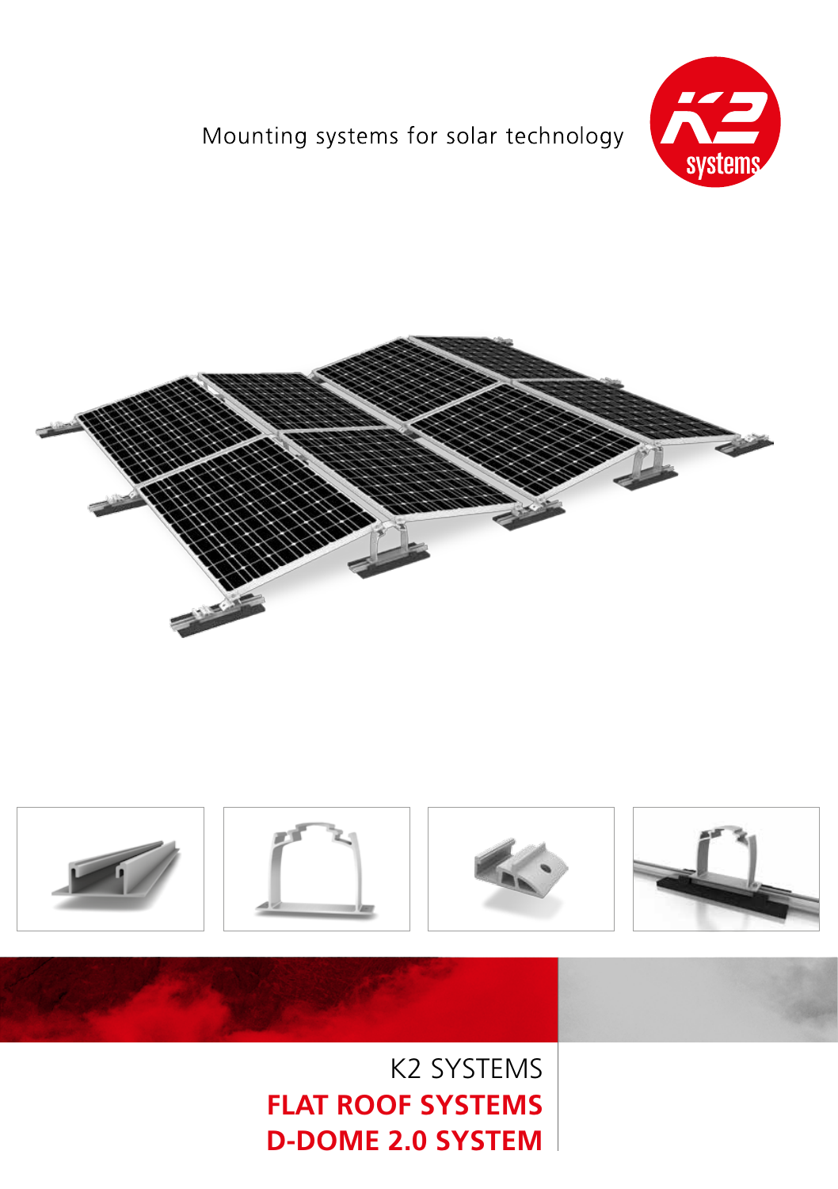Mounting systems for solar technology

K2 systems

K2 SYSTEMS

# FLAT ROOF SYSTEMS

# D-DOME 2.0 SYSTEM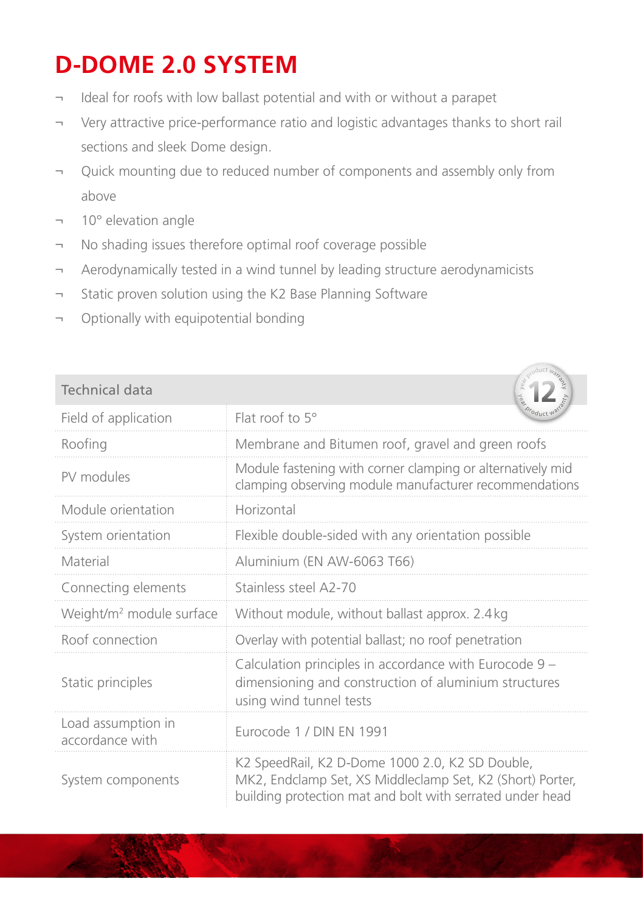# D-DOME 2.0 SYSTEM

- Ideal for roofs with low ballast potential and with or without a parapet
- Very attractive price-performance ratio and logistic advantages thanks to short rail sections and sleek Dome design.
- Quick mounting due to reduced number of components and assembly only from above
- 10° elevation angle
- No shading issues therefore optimal roof coverage possible
- Aerodynamically tested in a wind tunnel by leading structure aerodynamicists
- Static proven solution using the K2 Base Planning Software
- Optionally with equipotential bonding

| Technical data | |
|---|---|
| Field of application | Flat roof to 5° |
| Roofing | Membrane and Bitumen roof, gravel and green roofs |
| PV modules | Module fastening with corner clamping or alternatively mid clamping observing module manufacturer recommendations |
| Module orientation | Horizontal |
| System orientation | Flexible double-sided with any orientation possible |
| Material | Aluminium (EN AW-6063 T66) |
| Connecting elements | Stainless steel A2-70 |
| Weight/m² module surface | Without module, without ballast approx. 2.4 kg |
| Roof connection | Overlay with potential ballast; no roof penetration |
| Static principles | Calculation principles in accordance with Eurocode 9 – dimensioning and construction of aluminium structures using wind tunnel tests |
| Load assumption in accordance with | Eurocode 1 / DIN EN 1991 |
| System components | K2 SpeedRail, K2 D-Dome 1000 2.0, K2 SD Double, MK2, Endclamp Set, XS Middleclamp Set, K2 (Short) Porter, building protection mat and bolt with serrated under head |

12 year product warranty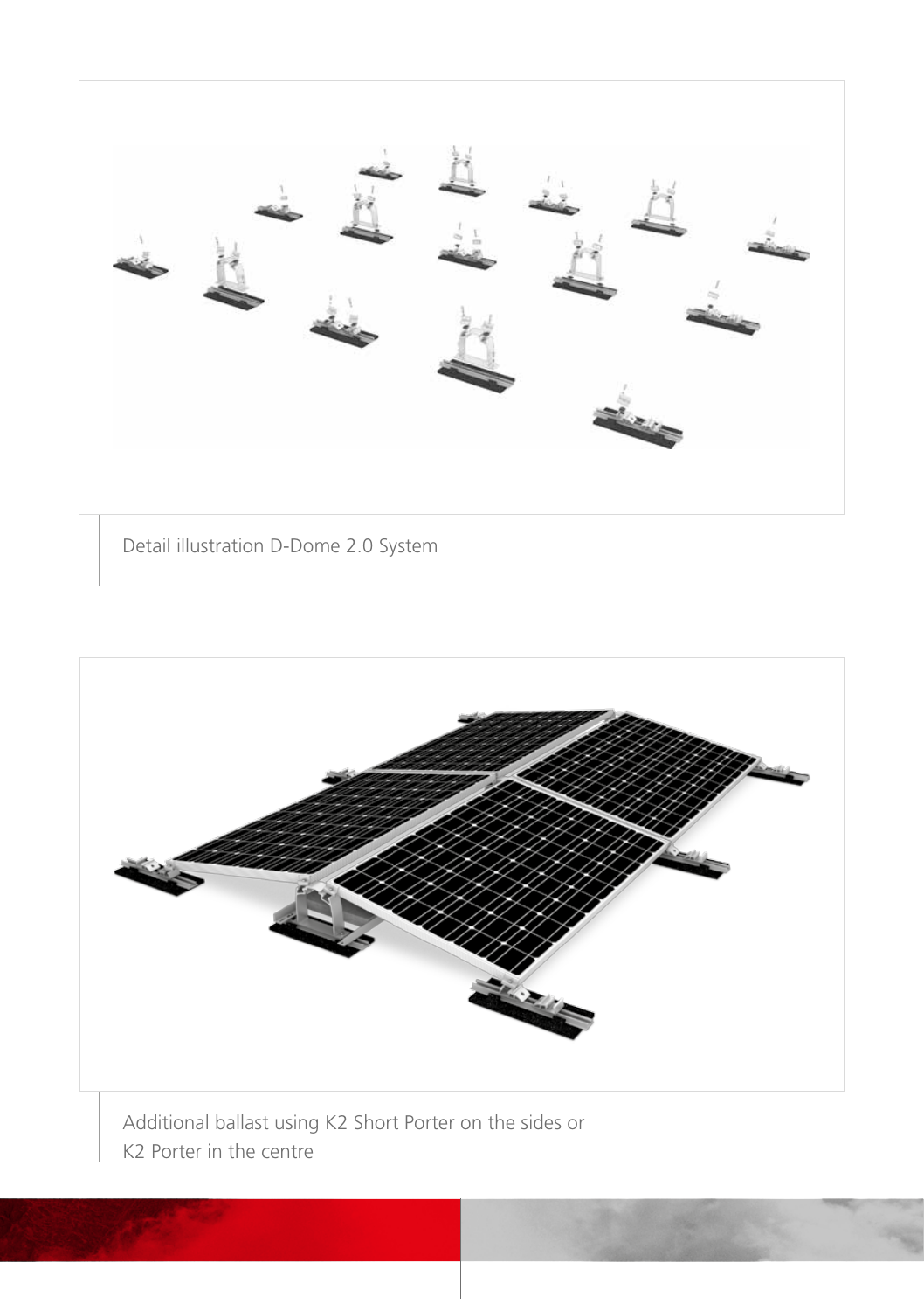Detail illustration D-Dome 2.0 System

Additional ballast using K2 Short Porter on the sides or K2 Porter in the centre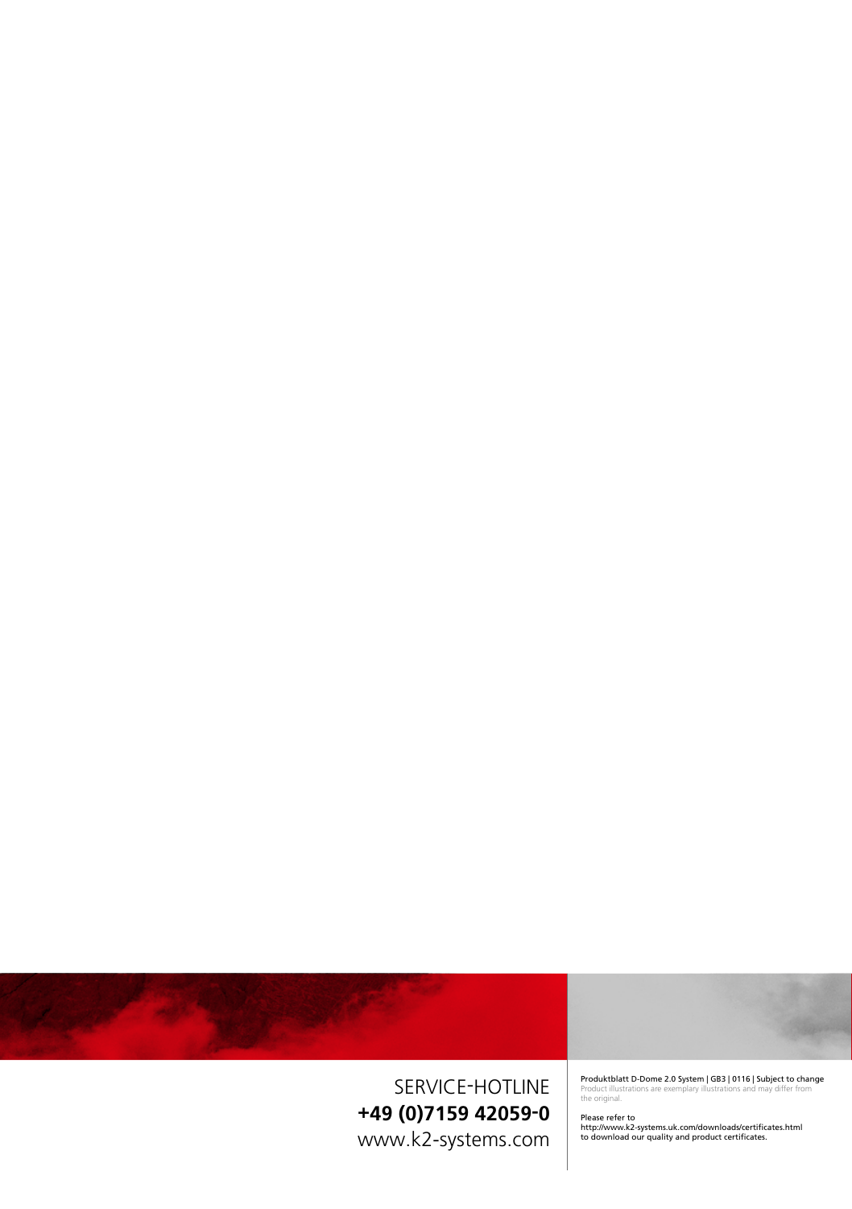SERVICE-HOTLINE
**+49 (0)7159 42059-0**
www.k2-systems.com

Produktblatt D-Dome 2.0 System | GB3 | 0116 | Subject to change
Product illustrations are exemplary illustrations and may differ from the original.

Please refer to
http://www.k2-systems.uk.com/downloads/certificates.html
to download our quality and product certificates.